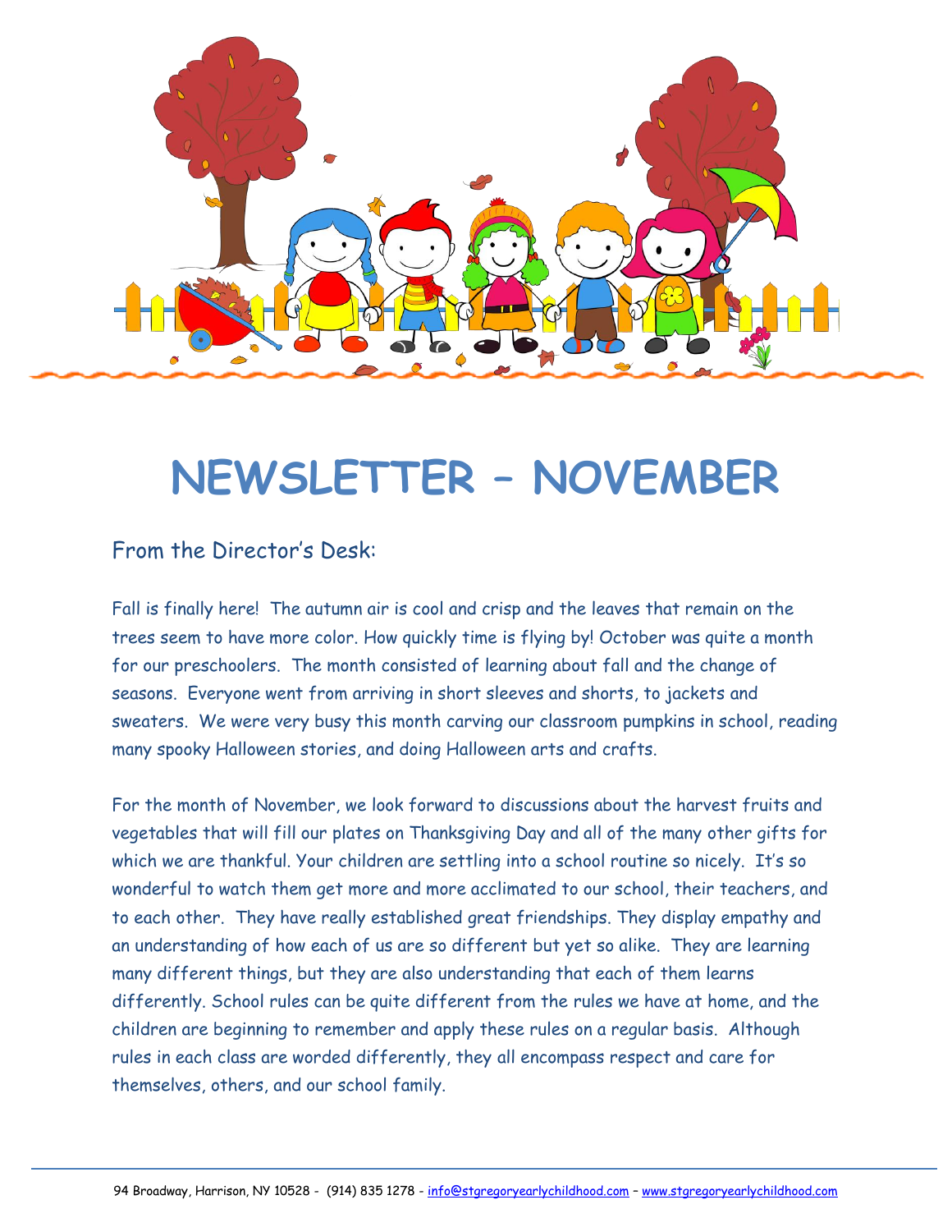# NEWSLETTER – NOVEMBER

## From the Director's Desk:

Fall is finally here! The autumn air is cool and crisp and the leaves that remain on the trees seem to have more color. How quickly time is flying by! October was quite a month for our preschoolers. The month consisted of learning about fall and the change of seasons. Everyone went from arriving in short sleeves and shorts, to jackets and sweaters. We were very busy this month carving our classroom pumpkins in school, reading many spooky Halloween stories, and doing Halloween arts and crafts.

For the month of November, we look forward to discussions about the harvest fruits and vegetables that will fill our plates on Thanksgiving Day and all of the many other gifts for which we are thankful. Your children are settling into a school routine so nicely. It's so wonderful to watch them get more and more acclimated to our school, their teachers, and to each other. They have really established great friendships. They display empathy and an understanding of how each of us are so different but yet so alike. They are learning many different things, but they are also understanding that each of them learns differently. School rules can be quite different from the rules we have at home, and the children are beginning to remember and apply these rules on a regular basis. Although rules in each class are worded differently, they all encompass respect and care for themselves, others, and our school family.

94 Broadway, Harrison, NY 10528 - (914) 835 1278 - info@stgregoryearlychildhood.com – www.stgregoryearlychildhood.com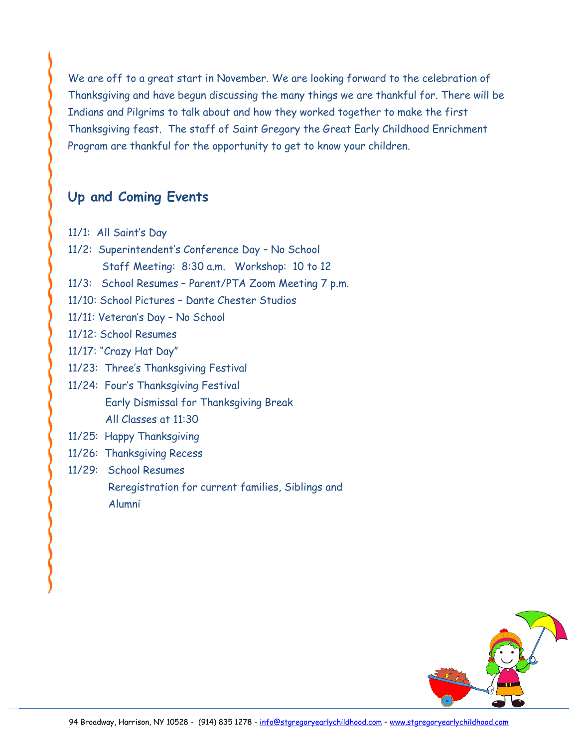We are off to a great start in November. We are looking forward to the celebration of Thanksgiving and have begun discussing the many things we are thankful for. There will be Indians and Pilgrims to talk about and how they worked together to make the first Thanksgiving feast. The staff of Saint Gregory the Great Early Childhood Enrichment Program are thankful for the opportunity to get to know your children.

## Up and Coming Events

11/1: All Saint's Day
11/2: Superintendent's Conference Day – No School
Staff Meeting: 8:30 a.m. Workshop: 10 to 12
11/3: School Resumes – Parent/PTA Zoom Meeting 7 p.m.
11/10: School Pictures – Dante Chester Studios
11/11: Veteran's Day – No School
11/12: School Resumes
11/17: "Crazy Hat Day"
11/23: Three's Thanksgiving Festival
11/24: Four's Thanksgiving Festival
Early Dismissal for Thanksgiving Break
All Classes at 11:30
11/25: Happy Thanksgiving
11/26: Thanksgiving Recess
11/29: School Resumes
Reregistration for current families, Siblings and Alumni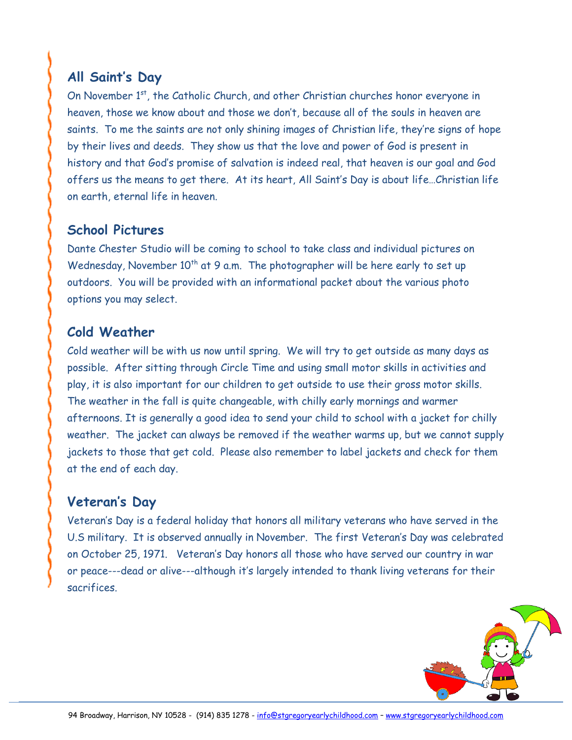## All Saint's Day

On November 1st, the Catholic Church, and other Christian churches honor everyone in heaven, those we know about and those we don't, because all of the souls in heaven are saints. To me the saints are not only shining images of Christian life, they're signs of hope by their lives and deeds. They show us that the love and power of God is present in history and that God's promise of salvation is indeed real, that heaven is our goal and God offers us the means to get there. At its heart, All Saint's Day is about life…Christian life on earth, eternal life in heaven.

## School Pictures

Dante Chester Studio will be coming to school to take class and individual pictures on Wednesday, November 10th at 9 a.m. The photographer will be here early to set up outdoors. You will be provided with an informational packet about the various photo options you may select.

## Cold Weather

Cold weather will be with us now until spring. We will try to get outside as many days as possible. After sitting through Circle Time and using small motor skills in activities and play, it is also important for our children to get outside to use their gross motor skills. The weather in the fall is quite changeable, with chilly early mornings and warmer afternoons. It is generally a good idea to send your child to school with a jacket for chilly weather. The jacket can always be removed if the weather warms up, but we cannot supply jackets to those that get cold. Please also remember to label jackets and check for them at the end of each day.

## Veteran's Day

Veteran's Day is a federal holiday that honors all military veterans who have served in the U.S military. It is observed annually in November. The first Veteran's Day was celebrated on October 25, 1971. Veteran's Day honors all those who have served our country in war or peace---dead or alive---although it's largely intended to thank living veterans for their sacrifices.

94 Broadway, Harrison, NY 10528 - (914) 835 1278 - info@stgregoryearlychildhood.com – www.stgregoryearlychildhood.com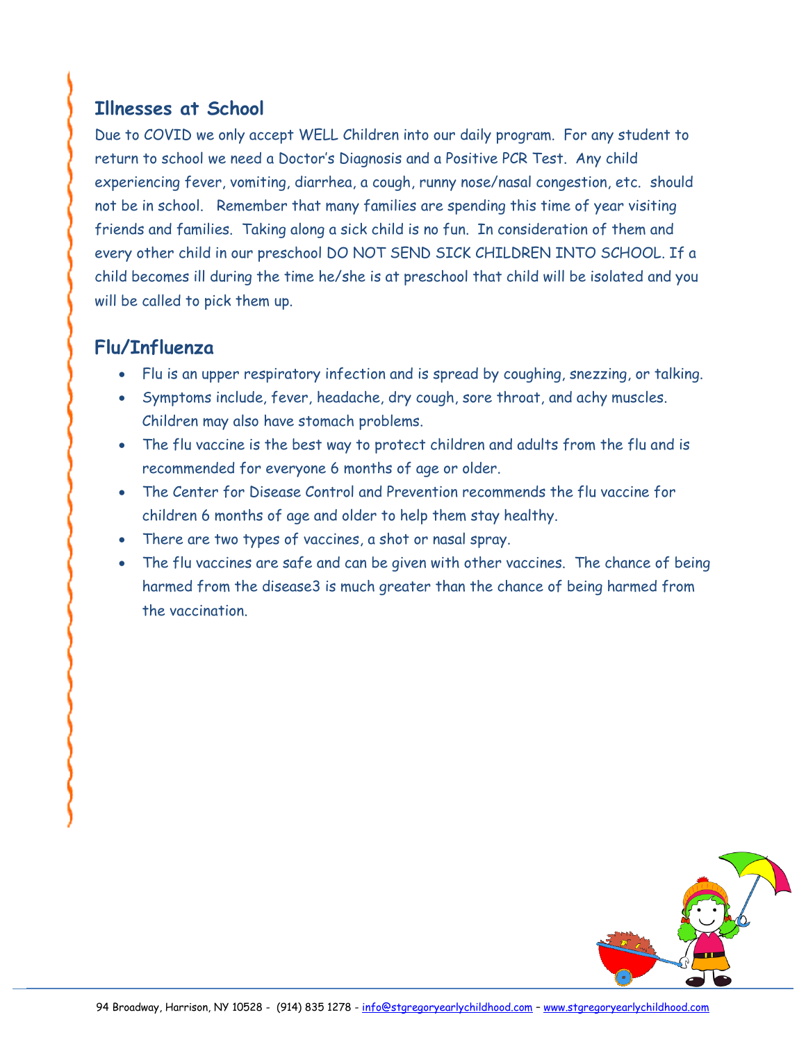## Illnesses at School

Due to COVID we only accept WELL Children into our daily program. For any student to return to school we need a Doctor's Diagnosis and a Positive PCR Test. Any child experiencing fever, vomiting, diarrhea, a cough, runny nose/nasal congestion, etc. should not be in school. Remember that many families are spending this time of year visiting friends and families. Taking along a sick child is no fun. In consideration of them and every other child in our preschool DO NOT SEND SICK CHILDREN INTO SCHOOL. If a child becomes ill during the time he/she is at preschool that child will be isolated and you will be called to pick them up.

## Flu/Influenza

- Flu is an upper respiratory infection and is spread by coughing, snezzing, or talking.
- Symptoms include, fever, headache, dry cough, sore throat, and achy muscles. Children may also have stomach problems.
- The flu vaccine is the best way to protect children and adults from the flu and is recommended for everyone 6 months of age or older.
- The Center for Disease Control and Prevention recommends the flu vaccine for children 6 months of age and older to help them stay healthy.
- There are two types of vaccines, a shot or nasal spray.
- The flu vaccines are safe and can be given with other vaccines. The chance of being harmed from the disease3 is much greater than the chance of being harmed from the vaccination.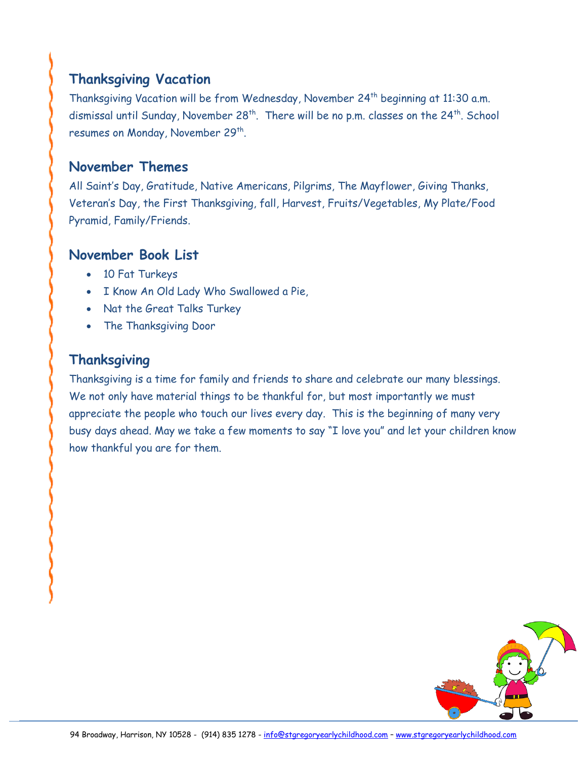## Thanksgiving Vacation

Thanksgiving Vacation will be from Wednesday, November 24th beginning at 11:30 a.m. dismissal until Sunday, November 28th. There will be no p.m. classes on the 24th. School resumes on Monday, November 29th.

## November Themes

All Saint's Day, Gratitude, Native Americans, Pilgrims, The Mayflower, Giving Thanks, Veteran's Day, the First Thanksgiving, fall, Harvest, Fruits/Vegetables, My Plate/Food Pyramid, Family/Friends.

## November Book List

- 10 Fat Turkeys
- I Know An Old Lady Who Swallowed a Pie,
- Nat the Great Talks Turkey
- The Thanksgiving Door

## Thanksgiving

Thanksgiving is a time for family and friends to share and celebrate our many blessings. We not only have material things to be thankful for, but most importantly we must appreciate the people who touch our lives every day. This is the beginning of many very busy days ahead. May we take a few moments to say "I love you" and let your children know how thankful you are for them.